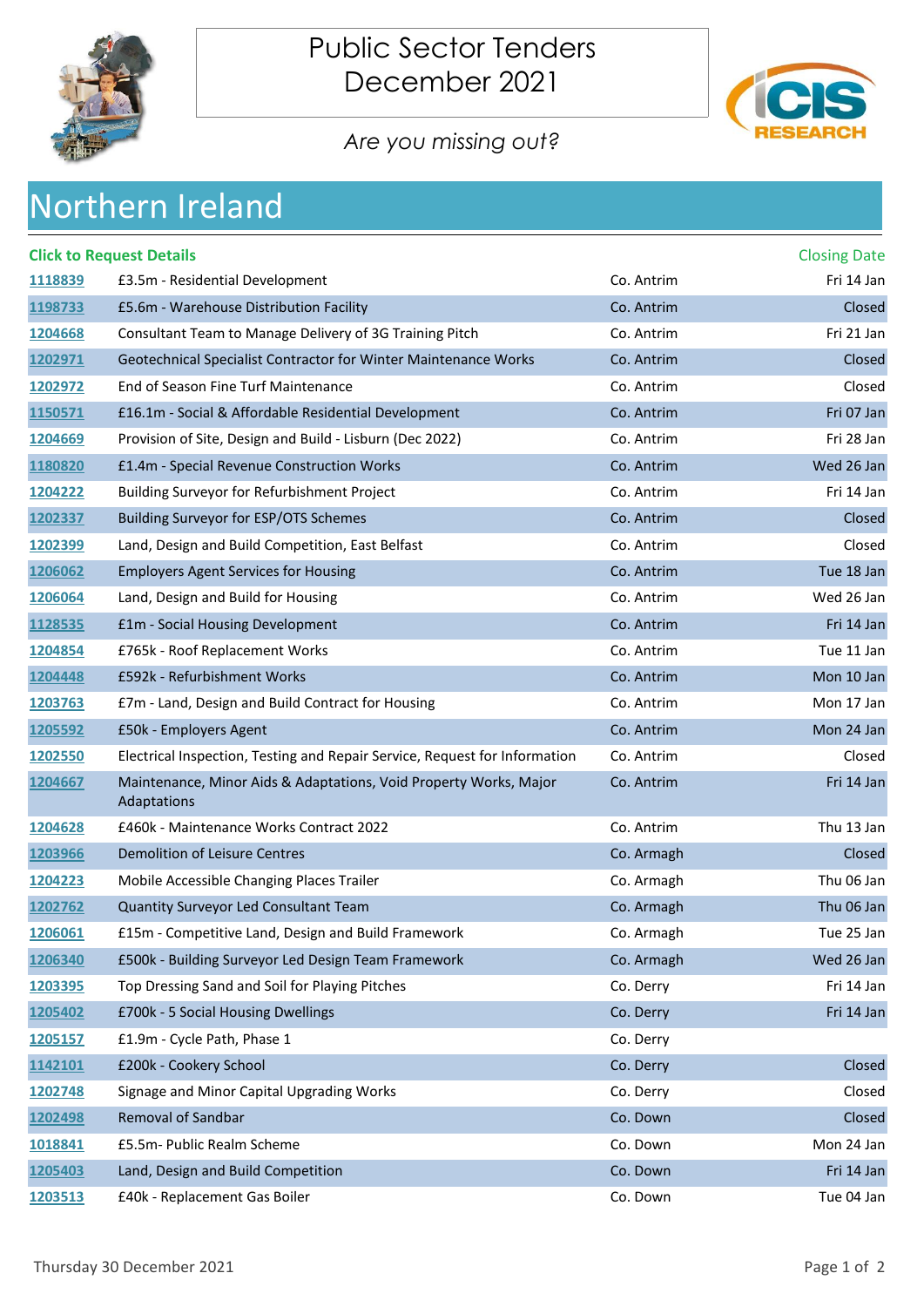# Public Sector Tenders December 2021

*Are you missing out?*

## Northern Ireland

| Click to Request Details | | | Closing Date |
|---|---|---|---|
| 1118839 | £3.5m - Residential Development | Co. Antrim | Fri 14 Jan |
| 1198733 | £5.6m - Warehouse Distribution Facility | Co. Antrim | Closed |
| 1204668 | Consultant Team to Manage Delivery of 3G Training Pitch | Co. Antrim | Fri 21 Jan |
| 1202971 | Geotechnical Specialist Contractor for Winter Maintenance Works | Co. Antrim | Closed |
| 1202972 | End of Season Fine Turf Maintenance | Co. Antrim | Closed |
| 1150571 | £16.1m - Social & Affordable Residential Development | Co. Antrim | Fri 07 Jan |
| 1204669 | Provision of Site, Design and Build - Lisburn (Dec 2022) | Co. Antrim | Fri 28 Jan |
| 1180820 | £1.4m - Special Revenue Construction Works | Co. Antrim | Wed 26 Jan |
| 1204222 | Building Surveyor for Refurbishment Project | Co. Antrim | Fri 14 Jan |
| 1202337 | Building Surveyor for ESP/OTS Schemes | Co. Antrim | Closed |
| 1202399 | Land, Design and Build Competition, East Belfast | Co. Antrim | Closed |
| 1206062 | Employers Agent Services for Housing | Co. Antrim | Tue 18 Jan |
| 1206064 | Land, Design and Build for Housing | Co. Antrim | Wed 26 Jan |
| 1128535 | £1m - Social Housing Development | Co. Antrim | Fri 14 Jan |
| 1204854 | £765k - Roof Replacement Works | Co. Antrim | Tue 11 Jan |
| 1204448 | £592k - Refurbishment Works | Co. Antrim | Mon 10 Jan |
| 1203763 | £7m - Land, Design and Build Contract for Housing | Co. Antrim | Mon 17 Jan |
| 1205592 | £50k - Employers Agent | Co. Antrim | Mon 24 Jan |
| 1202550 | Electrical Inspection, Testing and Repair Service, Request for Information | Co. Antrim | Closed |
| 1204667 | Maintenance, Minor Aids & Adaptations, Void Property Works, Major Adaptations | Co. Antrim | Fri 14 Jan |
| 1204628 | £460k - Maintenance Works Contract 2022 | Co. Antrim | Thu 13 Jan |
| 1203966 | Demolition of Leisure Centres | Co. Armagh | Closed |
| 1204223 | Mobile Accessible Changing Places Trailer | Co. Armagh | Thu 06 Jan |
| 1202762 | Quantity Surveyor Led Consultant Team | Co. Armagh | Thu 06 Jan |
| 1206061 | £15m - Competitive Land, Design and Build Framework | Co. Armagh | Tue 25 Jan |
| 1206340 | £500k - Building Surveyor Led Design Team Framework | Co. Armagh | Wed 26 Jan |
| 1203395 | Top Dressing Sand and Soil for Playing Pitches | Co. Derry | Fri 14 Jan |
| 1205402 | £700k - 5 Social Housing Dwellings | Co. Derry | Fri 14 Jan |
| 1205157 | £1.9m - Cycle Path, Phase 1 | Co. Derry | |
| 1142101 | £200k - Cookery School | Co. Derry | Closed |
| 1202748 | Signage and Minor Capital Upgrading Works | Co. Derry | Closed |
| 1202498 | Removal of Sandbar | Co. Down | Closed |
| 1018841 | £5.5m- Public Realm Scheme | Co. Down | Mon 24 Jan |
| 1205403 | Land, Design and Build Competition | Co. Down | Fri 14 Jan |
| 1203513 | £40k - Replacement Gas Boiler | Co. Down | Tue 04 Jan |

Thursday 30 December 2021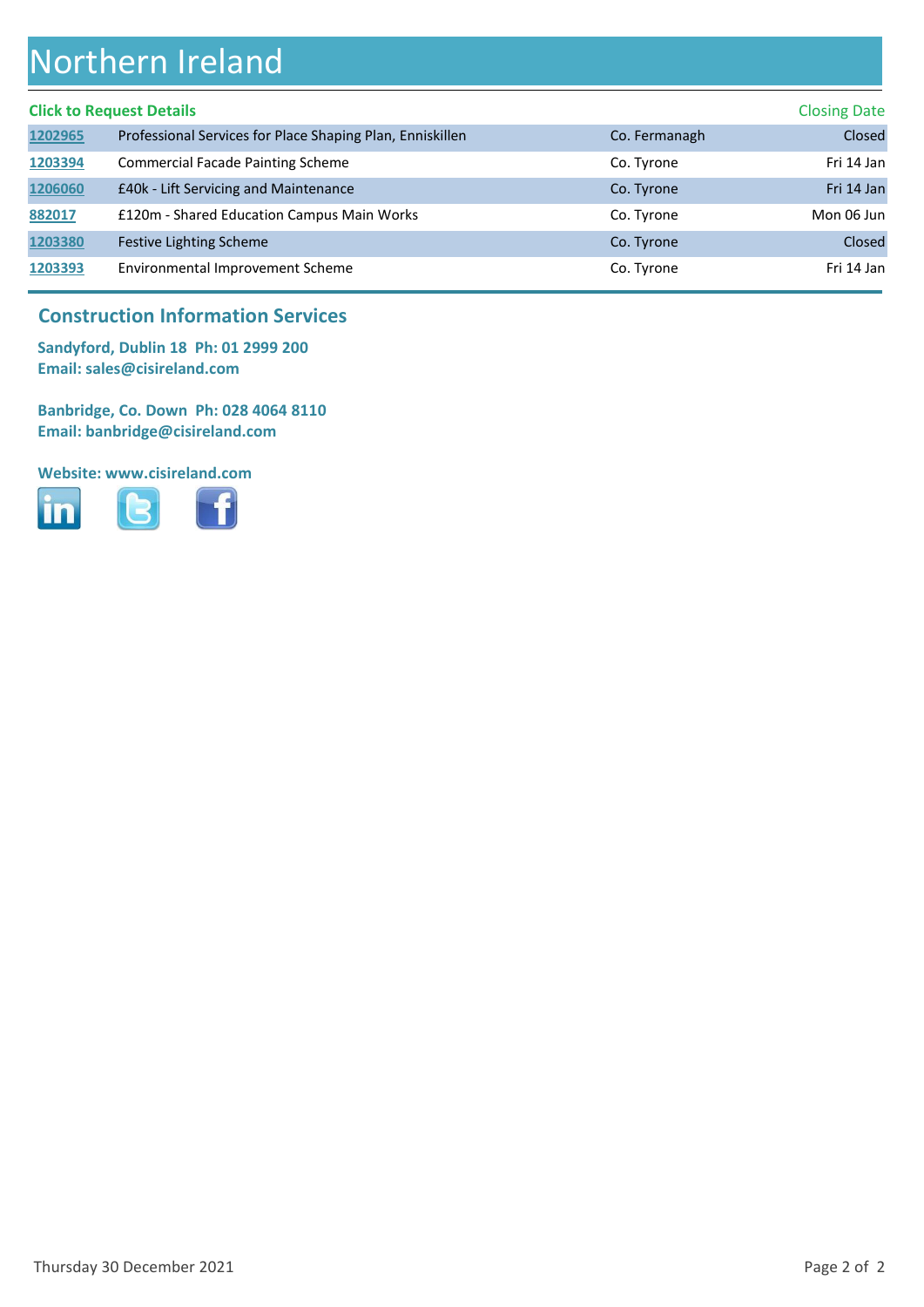# Northern Ireland

| Click to Request Details | | | Closing Date |
|---|---|---|---|
| 1202965 | Professional Services for Place Shaping Plan, Enniskillen | Co. Fermanagh | Closed |
| 1203394 | Commercial Facade Painting Scheme | Co. Tyrone | Fri 14 Jan |
| 1206060 | £40k - Lift Servicing and Maintenance | Co. Tyrone | Fri 14 Jan |
| 882017 | £120m - Shared Education Campus Main Works | Co. Tyrone | Mon 06 Jun |
| 1203380 | Festive Lighting Scheme | Co. Tyrone | Closed |
| 1203393 | Environmental Improvement Scheme | Co. Tyrone | Fri 14 Jan |

## Construction Information Services

**Sandyford, Dublin 18  Ph: 01 2999 200**
**Email: sales@cisireland.com**

**Banbridge, Co. Down  Ph: 028 4064 8110**
**Email: banbridge@cisireland.com**

**Website: www.cisireland.com**

Thursday 30 December 2021